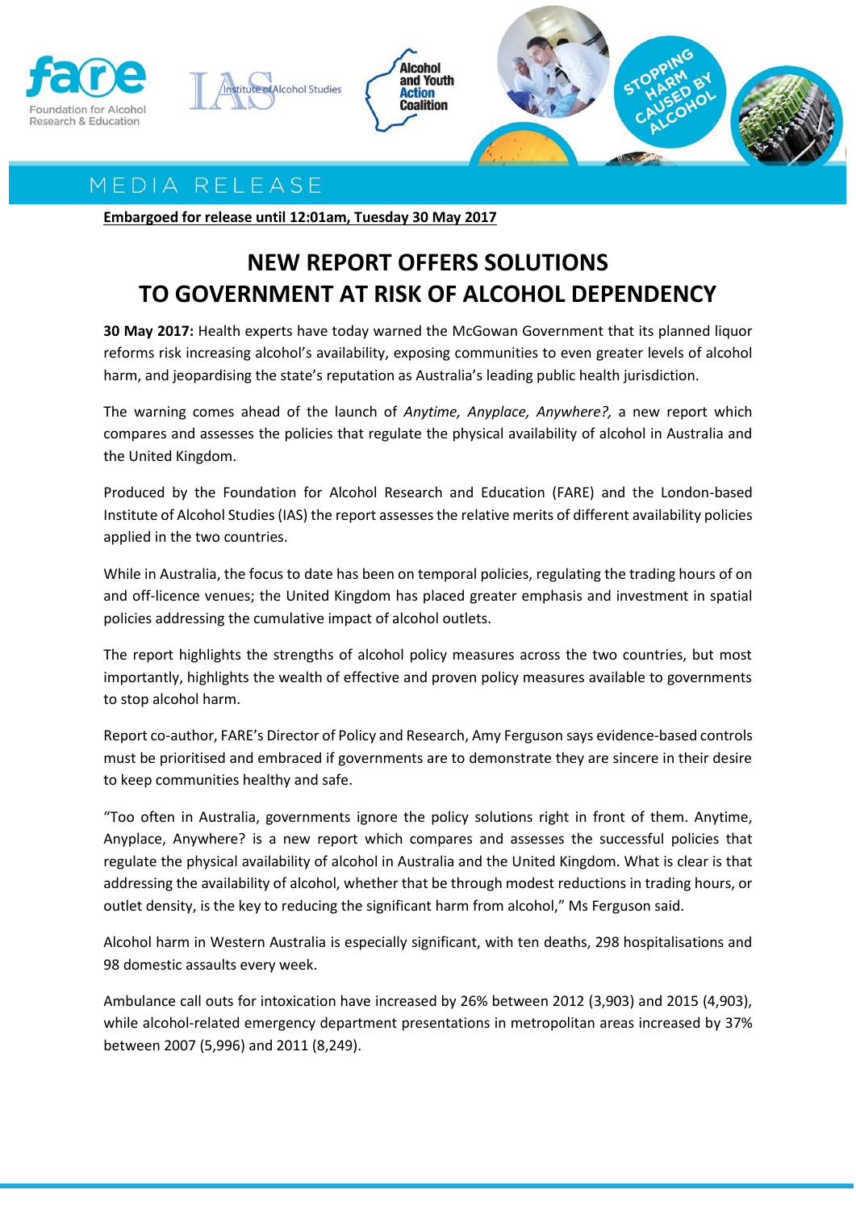MEDIA RELEASE

**Embargoed for release until 12:01am, Tuesday 30 May 2017**

# NEW REPORT OFFERS SOLUTIONS TO GOVERNMENT AT RISK OF ALCOHOL DEPENDENCY

**30 May 2017:** Health experts have today warned the McGowan Government that its planned liquor reforms risk increasing alcohol's availability, exposing communities to even greater levels of alcohol harm, and jeopardising the state's reputation as Australia's leading public health jurisdiction.

The warning comes ahead of the launch of *Anytime, Anyplace, Anywhere?,* a new report which compares and assesses the policies that regulate the physical availability of alcohol in Australia and the United Kingdom.

Produced by the Foundation for Alcohol Research and Education (FARE) and the London-based Institute of Alcohol Studies (IAS) the report assesses the relative merits of different availability policies applied in the two countries.

While in Australia, the focus to date has been on temporal policies, regulating the trading hours of on and off-licence venues; the United Kingdom has placed greater emphasis and investment in spatial policies addressing the cumulative impact of alcohol outlets.

The report highlights the strengths of alcohol policy measures across the two countries, but most importantly, highlights the wealth of effective and proven policy measures available to governments to stop alcohol harm.

Report co-author, FARE's Director of Policy and Research, Amy Ferguson says evidence-based controls must be prioritised and embraced if governments are to demonstrate they are sincere in their desire to keep communities healthy and safe.

"Too often in Australia, governments ignore the policy solutions right in front of them. Anytime, Anyplace, Anywhere? is a new report which compares and assesses the successful policies that regulate the physical availability of alcohol in Australia and the United Kingdom. What is clear is that addressing the availability of alcohol, whether that be through modest reductions in trading hours, or outlet density, is the key to reducing the significant harm from alcohol," Ms Ferguson said.

Alcohol harm in Western Australia is especially significant, with ten deaths, 298 hospitalisations and 98 domestic assaults every week.

Ambulance call outs for intoxication have increased by 26% between 2012 (3,903) and 2015 (4,903), while alcohol-related emergency department presentations in metropolitan areas increased by 37% between 2007 (5,996) and 2011 (8,249).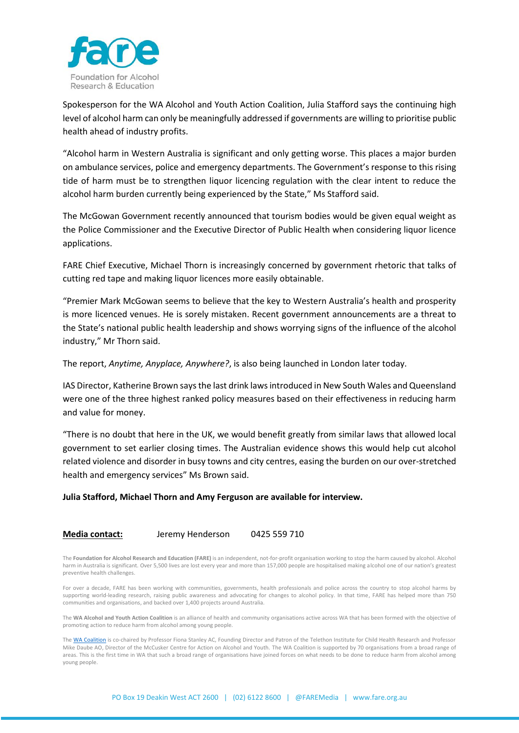Spokesperson for the WA Alcohol and Youth Action Coalition, Julia Stafford says the continuing high level of alcohol harm can only be meaningfully addressed if governments are willing to prioritise public health ahead of industry profits.

"Alcohol harm in Western Australia is significant and only getting worse. This places a major burden on ambulance services, police and emergency departments. The Government's response to this rising tide of harm must be to strengthen liquor licencing regulation with the clear intent to reduce the alcohol harm burden currently being experienced by the State," Ms Stafford said.

The McGowan Government recently announced that tourism bodies would be given equal weight as the Police Commissioner and the Executive Director of Public Health when considering liquor licence applications.

FARE Chief Executive, Michael Thorn is increasingly concerned by government rhetoric that talks of cutting red tape and making liquor licences more easily obtainable.

"Premier Mark McGowan seems to believe that the key to Western Australia's health and prosperity is more licenced venues. He is sorely mistaken. Recent government announcements are a threat to the State's national public health leadership and shows worrying signs of the influence of the alcohol industry," Mr Thorn said.

The report, *Anytime, Anyplace, Anywhere?*, is also being launched in London later today.

IAS Director, Katherine Brown says the last drink laws introduced in New South Wales and Queensland were one of the three highest ranked policy measures based on their effectiveness in reducing harm and value for money.

"There is no doubt that here in the UK, we would benefit greatly from similar laws that allowed local government to set earlier closing times. The Australian evidence shows this would help cut alcohol related violence and disorder in busy towns and city centres, easing the burden on our over-stretched health and emergency services" Ms Brown said.

**Julia Stafford, Michael Thorn and Amy Ferguson are available for interview.**

**Media contact:** Jeremy Henderson 0425 559 710

The **Foundation for Alcohol Research and Education (FARE)** is an independent, not-for-profit organisation working to stop the harm caused by alcohol. Alcohol harm in Australia is significant. Over 5,500 lives are lost every year and more than 157,000 people are hospitalised making alcohol one of our nation's greatest preventive health challenges.

For over a decade, FARE has been working with communities, governments, health professionals and police across the country to stop alcohol harms by supporting world-leading research, raising public awareness and advocating for changes to alcohol policy. In that time, FARE has helped more than 750 communities and organisations, and backed over 1,400 projects around Australia.

The **WA Alcohol and Youth Action Coalition** is an alliance of health and community organisations active across WA that has been formed with the objective of promoting action to reduce harm from alcohol among young people.

The WA Coalition is co-chaired by Professor Fiona Stanley AC, Founding Director and Patron of the Telethon Institute for Child Health Research and Professor Mike Daube AO, Director of the McCusker Centre for Action on Alcohol and Youth. The WA Coalition is supported by 70 organisations from a broad range of areas. This is the first time in WA that such a broad range of organisations have joined forces on what needs to be done to reduce harm from alcohol among young people.